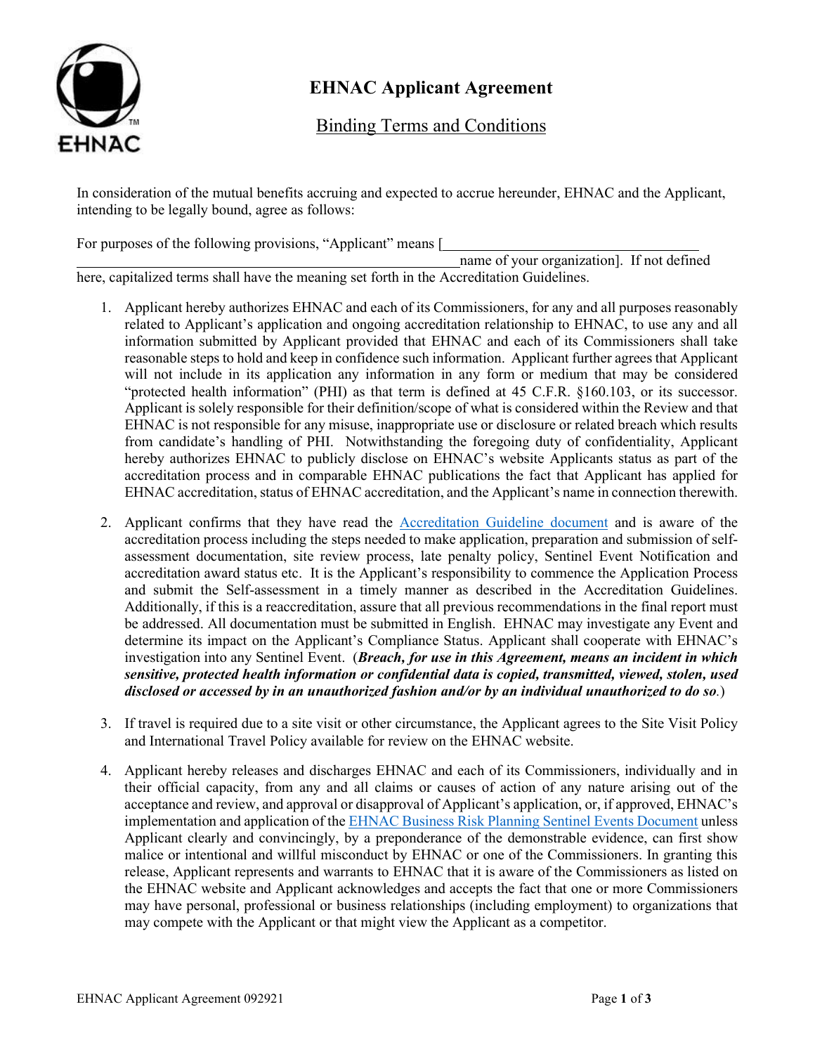# EHNAC Applicant Agreement

## Binding Terms and Conditions

In consideration of the mutual benefits accruing and expected to accrue hereunder, EHNAC and the Applicant, intending to be legally bound, agree as follows:

For purposes of the following provisions, "Applicant" means [\_\_\_\_\_\_\_\_\_\_\_\_\_\_\_\_\_\_\_\_\_\_\_\_\_\_\_\_\_\_\_\_\_\_\_\_\_\_\_\_\_\_\_\_\_\_\_\_\_\_\_\_\_\_\_\_\_\_\_\_\_\_\_\_\_\_\_\_\_\_\_\_\_\_\_\_\_\_ name of your organization]. If not defined here, capitalized terms shall have the meaning set forth in the Accreditation Guidelines.

1. Applicant hereby authorizes EHNAC and each of its Commissioners, for any and all purposes reasonably related to Applicant's application and ongoing accreditation relationship to EHNAC, to use any and all information submitted by Applicant provided that EHNAC and each of its Commissioners shall take reasonable steps to hold and keep in confidence such information. Applicant further agrees that Applicant will not include in its application any information in any form or medium that may be considered "protected health information" (PHI) as that term is defined at 45 C.F.R. §160.103, or its successor. Applicant is solely responsible for their definition/scope of what is considered within the Review and that EHNAC is not responsible for any misuse, inappropriate use or disclosure or related breach which results from candidate's handling of PHI. Notwithstanding the foregoing duty of confidentiality, Applicant hereby authorizes EHNAC to publicly disclose on EHNAC's website Applicants status as part of the accreditation process and in comparable EHNAC publications the fact that Applicant has applied for EHNAC accreditation, status of EHNAC accreditation, and the Applicant's name in connection therewith.

2. Applicant confirms that they have read the Accreditation Guideline document and is aware of the accreditation process including the steps needed to make application, preparation and submission of self-assessment documentation, site review process, late penalty policy, Sentinel Event Notification and accreditation award status etc. It is the Applicant's responsibility to commence the Application Process and submit the Self-assessment in a timely manner as described in the Accreditation Guidelines. Additionally, if this is a reaccreditation, assure that all previous recommendations in the final report must be addressed. All documentation must be submitted in English. EHNAC may investigate any Event and determine its impact on the Applicant's Compliance Status. Applicant shall cooperate with EHNAC's investigation into any Sentinel Event. (***Breach, for use in this Agreement, means an incident in which sensitive, protected health information or confidential data is copied, transmitted, viewed, stolen, used disclosed or accessed by in an unauthorized fashion and/or by an individual unauthorized to do so***.)

3. If travel is required due to a site visit or other circumstance, the Applicant agrees to the Site Visit Policy and International Travel Policy available for review on the EHNAC website.

4. Applicant hereby releases and discharges EHNAC and each of its Commissioners, individually and in their official capacity, from any and all claims or causes of action of any nature arising out of the acceptance and review, and approval or disapproval of Applicant's application, or, if approved, EHNAC's implementation and application of the EHNAC Business Risk Planning Sentinel Events Document unless Applicant clearly and convincingly, by a preponderance of the demonstrable evidence, can first show malice or intentional and willful misconduct by EHNAC or one of the Commissioners. In granting this release, Applicant represents and warrants to EHNAC that it is aware of the Commissioners as listed on the EHNAC website and Applicant acknowledges and accepts the fact that one or more Commissioners may have personal, professional or business relationships (including employment) to organizations that may compete with the Applicant or that might view the Applicant as a competitor.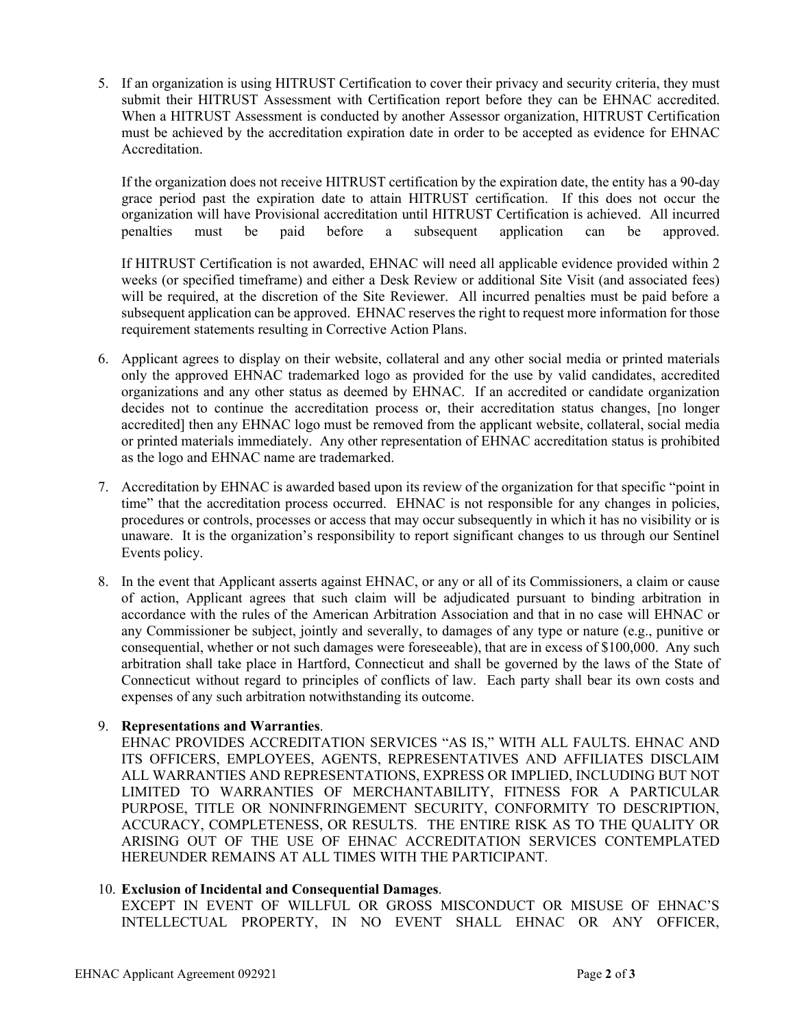5. If an organization is using HITRUST Certification to cover their privacy and security criteria, they must submit their HITRUST Assessment with Certification report before they can be EHNAC accredited. When a HITRUST Assessment is conducted by another Assessor organization, HITRUST Certification must be achieved by the accreditation expiration date in order to be accepted as evidence for EHNAC Accreditation.

   If the organization does not receive HITRUST certification by the expiration date, the entity has a 90-day grace period past the expiration date to attain HITRUST certification. If this does not occur the organization will have Provisional accreditation until HITRUST Certification is achieved. All incurred penalties must be paid before a subsequent application can be approved.

   If HITRUST Certification is not awarded, EHNAC will need all applicable evidence provided within 2 weeks (or specified timeframe) and either a Desk Review or additional Site Visit (and associated fees) will be required, at the discretion of the Site Reviewer. All incurred penalties must be paid before a subsequent application can be approved. EHNAC reserves the right to request more information for those requirement statements resulting in Corrective Action Plans.

6. Applicant agrees to display on their website, collateral and any other social media or printed materials only the approved EHNAC trademarked logo as provided for the use by valid candidates, accredited organizations and any other status as deemed by EHNAC. If an accredited or candidate organization decides not to continue the accreditation process or, their accreditation status changes, [no longer accredited] then any EHNAC logo must be removed from the applicant website, collateral, social media or printed materials immediately. Any other representation of EHNAC accreditation status is prohibited as the logo and EHNAC name are trademarked.

7. Accreditation by EHNAC is awarded based upon its review of the organization for that specific "point in time" that the accreditation process occurred. EHNAC is not responsible for any changes in policies, procedures or controls, processes or access that may occur subsequently in which it has no visibility or is unaware. It is the organization's responsibility to report significant changes to us through our Sentinel Events policy.

8. In the event that Applicant asserts against EHNAC, or any or all of its Commissioners, a claim or cause of action, Applicant agrees that such claim will be adjudicated pursuant to binding arbitration in accordance with the rules of the American Arbitration Association and that in no case will EHNAC or any Commissioner be subject, jointly and severally, to damages of any type or nature (e.g., punitive or consequential, whether or not such damages were foreseeable), that are in excess of $100,000. Any such arbitration shall take place in Hartford, Connecticut and shall be governed by the laws of the State of Connecticut without regard to principles of conflicts of law. Each party shall bear its own costs and expenses of any such arbitration notwithstanding its outcome.

9. **Representations and Warranties**.
   EHNAC PROVIDES ACCREDITATION SERVICES "AS IS," WITH ALL FAULTS. EHNAC AND ITS OFFICERS, EMPLOYEES, AGENTS, REPRESENTATIVES AND AFFILIATES DISCLAIM ALL WARRANTIES AND REPRESENTATIONS, EXPRESS OR IMPLIED, INCLUDING BUT NOT LIMITED TO WARRANTIES OF MERCHANTABILITY, FITNESS FOR A PARTICULAR PURPOSE, TITLE OR NONINFRINGEMENT SECURITY, CONFORMITY TO DESCRIPTION, ACCURACY, COMPLETENESS, OR RESULTS. THE ENTIRE RISK AS TO THE QUALITY OR ARISING OUT OF THE USE OF EHNAC ACCREDITATION SERVICES CONTEMPLATED HEREUNDER REMAINS AT ALL TIMES WITH THE PARTICIPANT.

10. **Exclusion of Incidental and Consequential Damages**.
    EXCEPT IN EVENT OF WILLFUL OR GROSS MISCONDUCT OR MISUSE OF EHNAC'S INTELLECTUAL PROPERTY, IN NO EVENT SHALL EHNAC OR ANY OFFICER,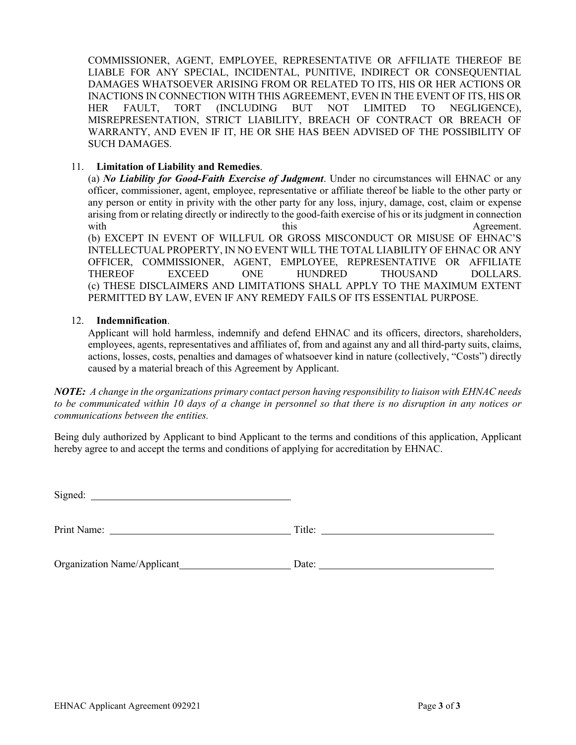COMMISSIONER, AGENT, EMPLOYEE, REPRESENTATIVE OR AFFILIATE THEREOF BE LIABLE FOR ANY SPECIAL, INCIDENTAL, PUNITIVE, INDIRECT OR CONSEQUENTIAL DAMAGES WHATSOEVER ARISING FROM OR RELATED TO ITS, HIS OR HER ACTIONS OR INACTIONS IN CONNECTION WITH THIS AGREEMENT, EVEN IN THE EVENT OF ITS, HIS OR HER FAULT, TORT (INCLUDING BUT NOT LIMITED TO NEGLIGENCE), MISREPRESENTATION, STRICT LIABILITY, BREACH OF CONTRACT OR BREACH OF WARRANTY, AND EVEN IF IT, HE OR SHE HAS BEEN ADVISED OF THE POSSIBILITY OF SUCH DAMAGES.

11. **Limitation of Liability and Remedies**.
(a) ***No Liability for Good-Faith Exercise of Judgment***. Under no circumstances will EHNAC or any officer, commissioner, agent, employee, representative or affiliate thereof be liable to the other party or any person or entity in privity with the other party for any loss, injury, damage, cost, claim or expense arising from or relating directly or indirectly to the good-faith exercise of his or its judgment in connection with this Agreement.
(b) EXCEPT IN EVENT OF WILLFUL OR GROSS MISCONDUCT OR MISUSE OF EHNAC'S INTELLECTUAL PROPERTY, IN NO EVENT WILL THE TOTAL LIABILITY OF EHNAC OR ANY OFFICER, COMMISSIONER, AGENT, EMPLOYEE, REPRESENTATIVE OR AFFILIATE THEREOF EXCEED ONE HUNDRED THOUSAND DOLLARS.
(c) THESE DISCLAIMERS AND LIMITATIONS SHALL APPLY TO THE MAXIMUM EXTENT PERMITTED BY LAW, EVEN IF ANY REMEDY FAILS OF ITS ESSENTIAL PURPOSE.

12. **Indemnification**.
Applicant will hold harmless, indemnify and defend EHNAC and its officers, directors, shareholders, employees, agents, representatives and affiliates of, from and against any and all third-party suits, claims, actions, losses, costs, penalties and damages of whatsoever kind in nature (collectively, "Costs") directly caused by a material breach of this Agreement by Applicant.

***NOTE:*** *A change in the organizations primary contact person having responsibility to liaison with EHNAC needs to be communicated within 10 days of a change in personnel so that there is no disruption in any notices or communications between the entities.*

Being duly authorized by Applicant to bind Applicant to the terms and conditions of this application, Applicant hereby agree to and accept the terms and conditions of applying for accreditation by EHNAC.

Signed: ______________________________

Print Name: ______________________________ Title: ______________________________

Organization Name/Applicant ____________________ Date: ______________________________